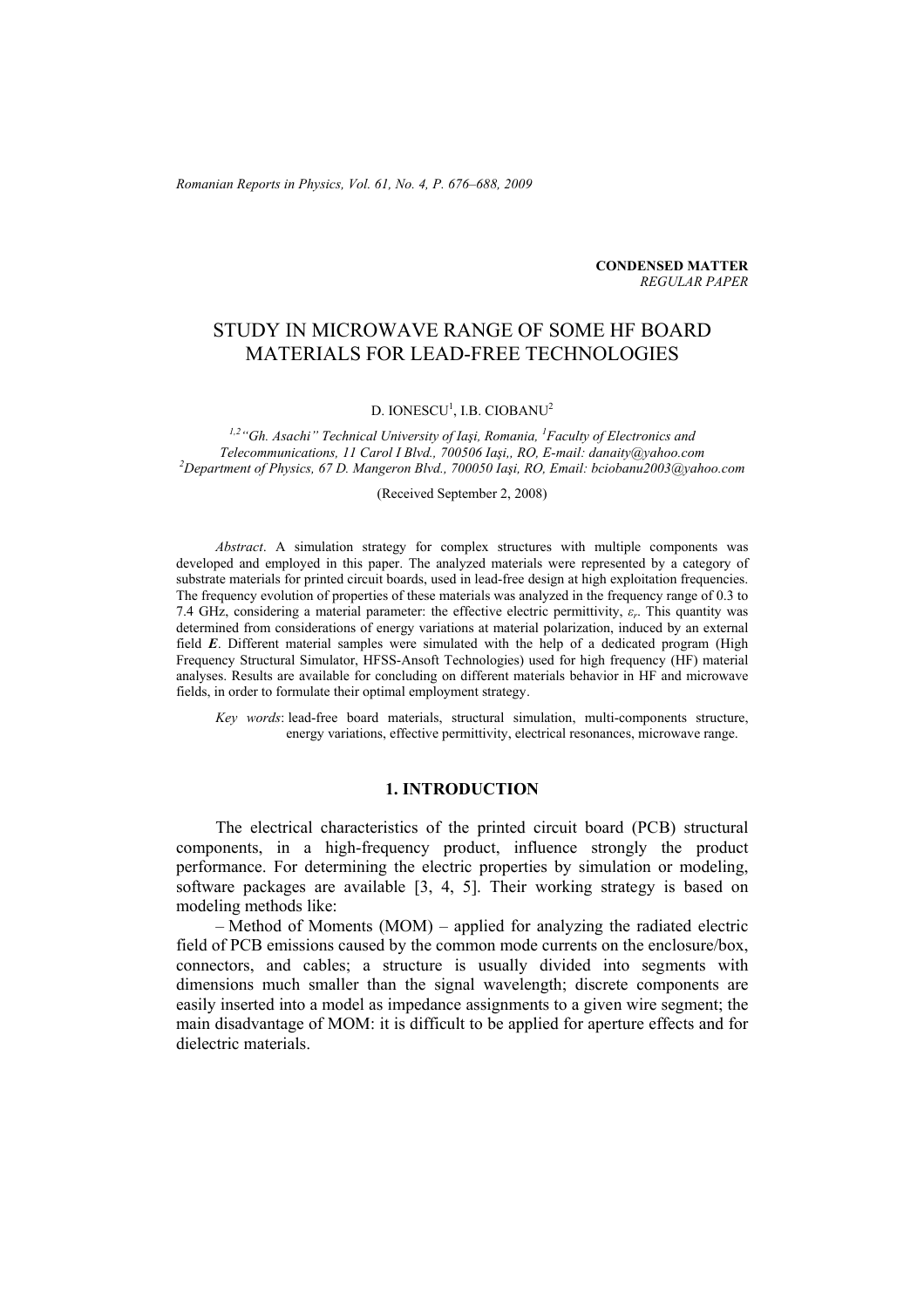CONDENSED MATTER

*REGULAR PAPER*

# STUDY IN MICROWAVE RANGE OF SOME HF BOARD MATERIALS FOR LEAD-FREE TECHNOLOGIES

D. IONESCU[1], I.B. CIOBANU[2]

[1,2] "Gh. Asachi" Technical University of Iaşi, Romania, [1] Faculty of Electronics and Telecommunications, 11 Carol I Blvd., 700506 Iaşi,, RO, E-mail: danaity@yahoo.com
[2] Department of Physics, 67 D. Mangeron Blvd., 700050 Iaşi, RO, Email: bciobanu2003@yahoo.com

(Received September 2, 2008)

*Abstract*. A simulation strategy for complex structures with multiple components was developed and employed in this paper. The analyzed materials were represented by a category of substrate materials for printed circuit boards, used in lead-free design at high exploitation frequencies. The frequency evolution of properties of these materials was analyzed in the frequency range of 0.3 to 7.4 GHz, considering a material parameter: the effective electric permittivity, $\varepsilon_r$. This quantity was determined from considerations of energy variations at material polarization, induced by an external field ***E***. Different material samples were simulated with the help of a dedicated program (High Frequency Structural Simulator, HFSS-Ansoft Technologies) used for high frequency (HF) material analyses. Results are available for concluding on different materials behavior in HF and microwave fields, in order to formulate their optimal employment strategy.

*Key words*: lead-free board materials, structural simulation, multi-components structure, energy variations, effective permittivity, electrical resonances, microwave range.

## 1. INTRODUCTION

The electrical characteristics of the printed circuit board (PCB) structural components, in a high-frequency product, influence strongly the product performance. For determining the electric properties by simulation or modeling, software packages are available [3, 4, 5]. Their working strategy is based on modeling methods like:

– Method of Moments (MOM) – applied for analyzing the radiated electric field of PCB emissions caused by the common mode currents on the enclosure/box, connectors, and cables; a structure is usually divided into segments with dimensions much smaller than the signal wavelength; discrete components are easily inserted into a model as impedance assignments to a given wire segment; the main disadvantage of MOM: it is difficult to be applied for aperture effects and for dielectric materials.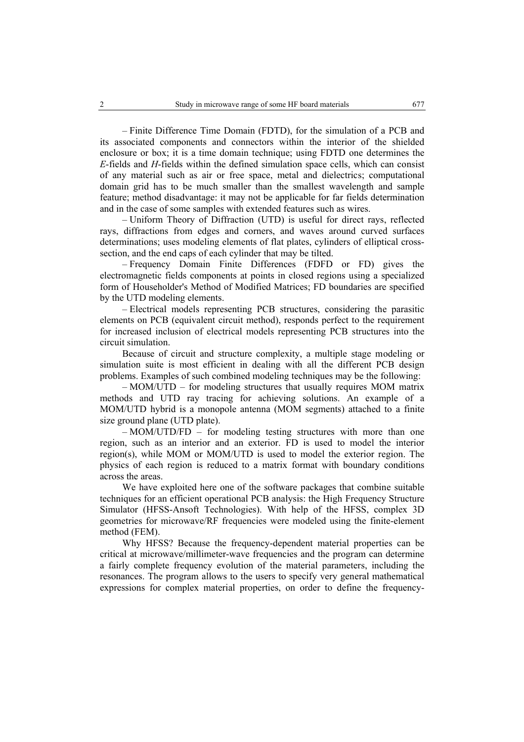– Finite Difference Time Domain (FDTD), for the simulation of a PCB and its associated components and connectors within the interior of the shielded enclosure or box; it is a time domain technique; using FDTD one determines the *E*-fields and *H*-fields within the defined simulation space cells, which can consist of any material such as air or free space, metal and dielectrics; computational domain grid has to be much smaller than the smallest wavelength and sample feature; method disadvantage: it may not be applicable for far fields determination and in the case of some samples with extended features such as wires.

– Uniform Theory of Diffraction (UTD) is useful for direct rays, reflected rays, diffractions from edges and corners, and waves around curved surfaces determinations; uses modeling elements of flat plates, cylinders of elliptical cross-section, and the end caps of each cylinder that may be tilted.

– Frequency Domain Finite Differences (FDFD or FD) gives the electromagnetic fields components at points in closed regions using a specialized form of Householder's Method of Modified Matrices; FD boundaries are specified by the UTD modeling elements.

– Electrical models representing PCB structures, considering the parasitic elements on PCB (equivalent circuit method), responds perfect to the requirement for increased inclusion of electrical models representing PCB structures into the circuit simulation.

Because of circuit and structure complexity, a multiple stage modeling or simulation suite is most efficient in dealing with all the different PCB design problems. Examples of such combined modeling techniques may be the following:

– MOM/UTD – for modeling structures that usually requires MOM matrix methods and UTD ray tracing for achieving solutions. An example of a MOM/UTD hybrid is a monopole antenna (MOM segments) attached to a finite size ground plane (UTD plate).

– MOM/UTD/FD – for modeling testing structures with more than one region, such as an interior and an exterior. FD is used to model the interior region(s), while MOM or MOM/UTD is used to model the exterior region. The physics of each region is reduced to a matrix format with boundary conditions across the areas.

We have exploited here one of the software packages that combine suitable techniques for an efficient operational PCB analysis: the High Frequency Structure Simulator (HFSS-Ansoft Technologies). With help of the HFSS, complex 3D geometries for microwave/RF frequencies were modeled using the finite-element method (FEM).

Why HFSS? Because the frequency-dependent material properties can be critical at microwave/millimeter-wave frequencies and the program can determine a fairly complete frequency evolution of the material parameters, including the resonances. The program allows to the users to specify very general mathematical expressions for complex material properties, on order to define the frequency-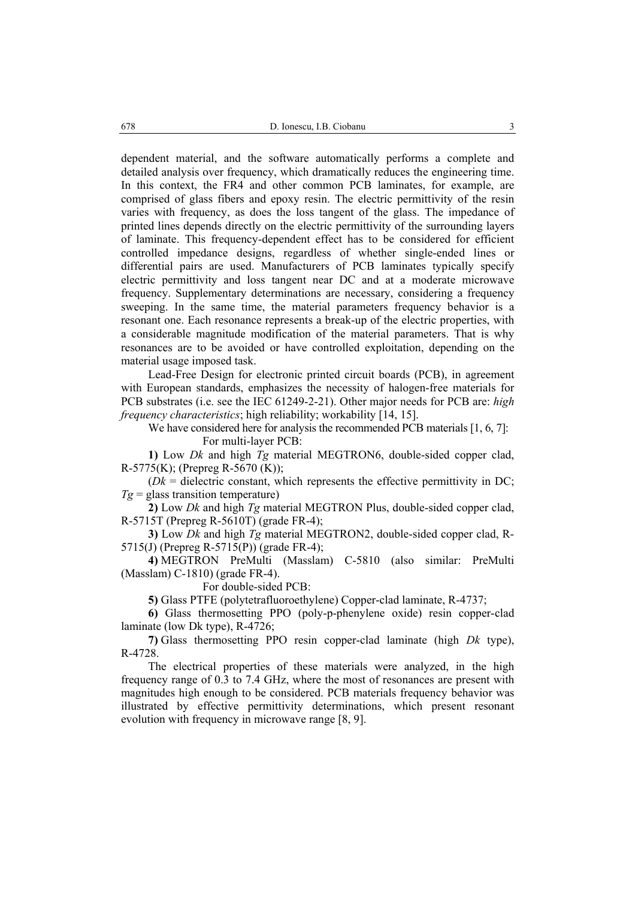dependent material, and the software automatically performs a complete and detailed analysis over frequency, which dramatically reduces the engineering time. In this context, the FR4 and other common PCB laminates, for example, are comprised of glass fibers and epoxy resin. The electric permittivity of the resin varies with frequency, as does the loss tangent of the glass. The impedance of printed lines depends directly on the electric permittivity of the surrounding layers of laminate. This frequency-dependent effect has to be considered for efficient controlled impedance designs, regardless of whether single-ended lines or differential pairs are used. Manufacturers of PCB laminates typically specify electric permittivity and loss tangent near DC and at a moderate microwave frequency. Supplementary determinations are necessary, considering a frequency sweeping. In the same time, the material parameters frequency behavior is a resonant one. Each resonance represents a break-up of the electric properties, with a considerable magnitude modification of the material parameters. That is why resonances are to be avoided or have controlled exploitation, depending on the material usage imposed task.

Lead-Free Design for electronic printed circuit boards (PCB), in agreement with European standards, emphasizes the necessity of halogen-free materials for PCB substrates (i.e. see the IEC 61249-2-21). Other major needs for PCB are: *high frequency characteristics*; high reliability; workability [14, 15].

We have considered here for analysis the recommended PCB materials [1, 6, 7]:

For multi-layer PCB:

**1)** Low *Dk* and high *Tg* material MEGTRON6, double-sided copper clad, R-5775(K); (Prepreg R-5670 (K));

(*Dk* = dielectric constant, which represents the effective permittivity in DC; *Tg* = glass transition temperature)

**2)** Low *Dk* and high *Tg* material MEGTRON Plus, double-sided copper clad, R-5715T (Prepreg R-5610T) (grade FR-4);

**3)** Low *Dk* and high *Tg* material MEGTRON2, double-sided copper clad, R-5715(J) (Prepreg R-5715(P)) (grade FR-4);

**4)** MEGTRON PreMulti (Masslam) C-5810 (also similar: PreMulti (Masslam) C-1810) (grade FR-4).

For double-sided PCB:

**5)** Glass PTFE (polytetrafluoroethylene) Copper-clad laminate, R-4737;

**6)** Glass thermosetting PPO (poly-p-phenylene oxide) resin copper-clad laminate (low Dk type), R-4726;

**7)** Glass thermosetting PPO resin copper-clad laminate (high *Dk* type), R-4728.

The electrical properties of these materials were analyzed, in the high frequency range of 0.3 to 7.4 GHz, where the most of resonances are present with magnitudes high enough to be considered. PCB materials frequency behavior was illustrated by effective permittivity determinations, which present resonant evolution with frequency in microwave range [8, 9].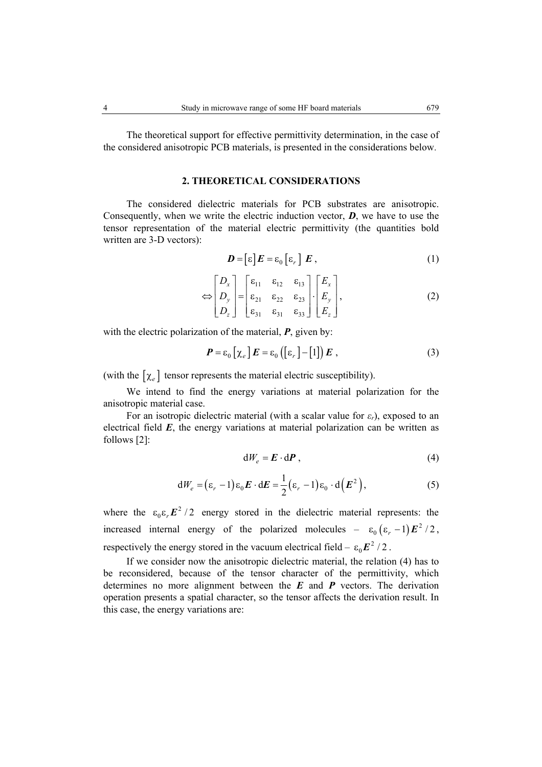The theoretical support for effective permittivity determination, in the case of the considered anisotropic PCB materials, is presented in the considerations below.

## 2. THEORETICAL CONSIDERATIONS

The considered dielectric materials for PCB substrates are anisotropic. Consequently, when we write the electric induction vector, $\boldsymbol{D}$, we have to use the tensor representation of the material electric permittivity (the quantities bold written are 3-D vectors):

$$\boldsymbol{D} = [\varepsilon]\boldsymbol{E} = \varepsilon_0 [\varepsilon_r]\ \boldsymbol{E}\,, \tag{1}$$

$$\Leftrightarrow \begin{bmatrix} D_x \\ D_y \\ D_z \end{bmatrix} = \begin{bmatrix} \varepsilon_{11} & \varepsilon_{12} & \varepsilon_{13} \\ \varepsilon_{21} & \varepsilon_{22} & \varepsilon_{23} \\ \varepsilon_{31} & \varepsilon_{31} & \varepsilon_{33} \end{bmatrix} \cdot \begin{bmatrix} E_x \\ E_y \\ E_z \end{bmatrix}, \tag{2}$$

with the electric polarization of the material, $\boldsymbol{P}$, given by:

$$\boldsymbol{P} = \varepsilon_0 [\chi_e]\boldsymbol{E} = \varepsilon_0 \left([\varepsilon_r] - [1]\right)\boldsymbol{E}\,, \tag{3}$$

(with the $[\chi_e]$ tensor represents the material electric susceptibility).

We intend to find the energy variations at material polarization for the anisotropic material case.

For an isotropic dielectric material (with a scalar value for $\varepsilon_r$), exposed to an electrical field $\boldsymbol{E}$, the energy variations at material polarization can be written as follows [2]:

$$\mathrm{d}W_e = \boldsymbol{E} \cdot \mathrm{d}\boldsymbol{P}\,, \tag{4}$$

$$\mathrm{d}W_e = (\varepsilon_r - 1)\varepsilon_0 \boldsymbol{E} \cdot \mathrm{d}\boldsymbol{E} = \frac{1}{2}(\varepsilon_r - 1)\varepsilon_0 \cdot \mathrm{d}\left(\boldsymbol{E}^2\right), \tag{5}$$

where the $\varepsilon_0 \varepsilon_r \boldsymbol{E}^2/2$ energy stored in the dielectric material represents: the increased internal energy of the polarized molecules – $\varepsilon_0\left(\varepsilon_r - 1\right)\boldsymbol{E}^2/2$, respectively the energy stored in the vacuum electrical field – $\varepsilon_0 \boldsymbol{E}^2/2$.

If we consider now the anisotropic dielectric material, the relation (4) has to be reconsidered, because of the tensor character of the permittivity, which determines no more alignment between the $\boldsymbol{E}$ and $\boldsymbol{P}$ vectors. The derivation operation presents a spatial character, so the tensor affects the derivation result. In this case, the energy variations are: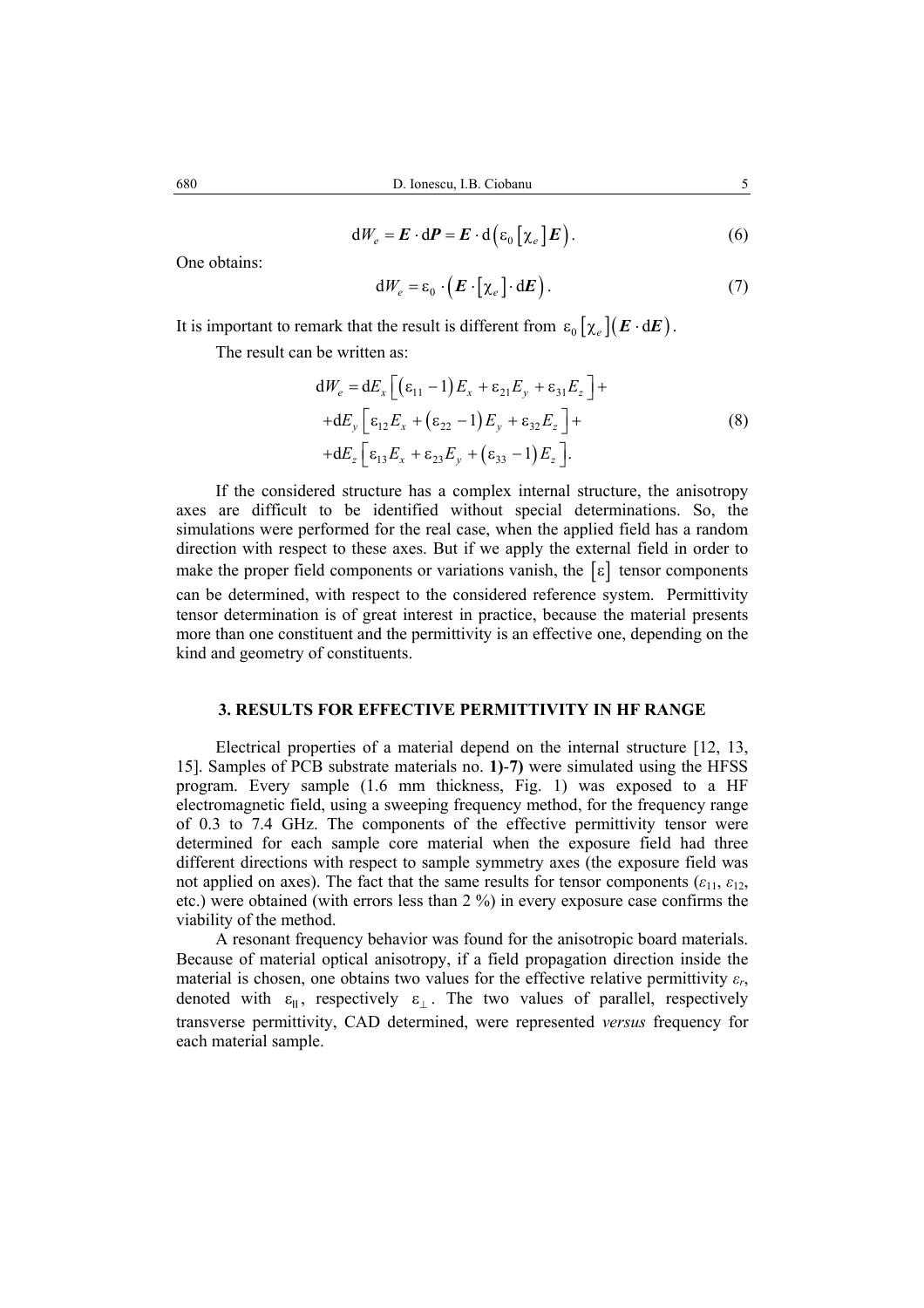$$\mathrm{d}W_e = \boldsymbol{E} \cdot \mathrm{d}\boldsymbol{P} = \boldsymbol{E} \cdot \mathrm{d}\left(\varepsilon_0 \left[\chi_e\right] \boldsymbol{E}\right). \tag{6}$$

One obtains:

$$\mathrm{d}W_e = \varepsilon_0 \cdot \left(\boldsymbol{E} \cdot \left[\chi_e\right] \cdot \mathrm{d}\boldsymbol{E}\right). \tag{7}$$

It is important to remark that the result is different from $\varepsilon_0 \left[\chi_e\right]\left(\boldsymbol{E} \cdot \mathrm{d}\boldsymbol{E}\right)$.

The result can be written as:

$$\begin{aligned} \mathrm{d}W_e = \mathrm{d}E_x &\left[\left(\varepsilon_{11} - 1\right) E_x + \varepsilon_{21} E_y + \varepsilon_{31} E_z\right] + \\ + \mathrm{d}E_y &\left[\varepsilon_{12} E_x + \left(\varepsilon_{22} - 1\right) E_y + \varepsilon_{32} E_z\right] + \\ + \mathrm{d}E_z &\left[\varepsilon_{13} E_x + \varepsilon_{23} E_y + \left(\varepsilon_{33} - 1\right) E_z\right]. \end{aligned} \tag{8}$$

If the considered structure has a complex internal structure, the anisotropy axes are difficult to be identified without special determinations. So, the simulations were performed for the real case, when the applied field has a random direction with respect to these axes. But if we apply the external field in order to make the proper field components or variations vanish, the $[\varepsilon]$ tensor components can be determined, with respect to the considered reference system. Permittivity tensor determination is of great interest in practice, because the material presents more than one constituent and the permittivity is an effective one, depending on the kind and geometry of constituents.

## 3. RESULTS FOR EFFECTIVE PERMITTIVITY IN HF RANGE

Electrical properties of a material depend on the internal structure [12, 13, 15]. Samples of PCB substrate materials no. **1)**-**7)** were simulated using the HFSS program. Every sample (1.6 mm thickness, Fig. 1) was exposed to a HF electromagnetic field, using a sweeping frequency method, for the frequency range of 0.3 to 7.4 GHz. The components of the effective permittivity tensor were determined for each sample core material when the exposure field had three different directions with respect to sample symmetry axes (the exposure field was not applied on axes). The fact that the same results for tensor components ($\varepsilon_{11}$, $\varepsilon_{12}$, etc.) were obtained (with errors less than 2 %) in every exposure case confirms the viability of the method.

A resonant frequency behavior was found for the anisotropic board materials. Because of material optical anisotropy, if a field propagation direction inside the material is chosen, one obtains two values for the effective relative permittivity $\varepsilon_r$, denoted with $\varepsilon_{\|}$, respectively $\varepsilon_{\perp}$. The two values of parallel, respectively transverse permittivity, CAD determined, were represented *versus* frequency for each material sample.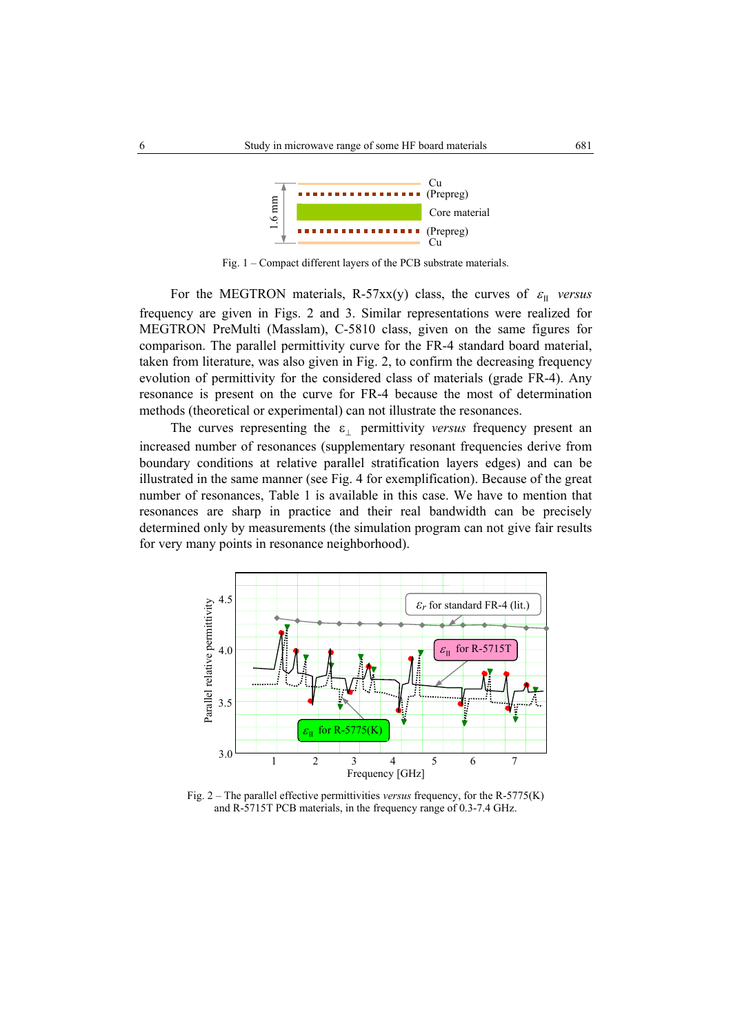Fig. 1 – Compact different layers of the PCB substrate materials.

For the MEGTRON materials, R-57xx(y) class, the curves of $\varepsilon_{||}$ *versus* frequency are given in Figs. 2 and 3. Similar representations were realized for MEGTRON PreMulti (Masslam), C-5810 class, given on the same figures for comparison. The parallel permittivity curve for the FR-4 standard board material, taken from literature, was also given in Fig. 2, to confirm the decreasing frequency evolution of permittivity for the considered class of materials (grade FR-4). Any resonance is present on the curve for FR-4 because the most of determination methods (theoretical or experimental) can not illustrate the resonances.

The curves representing the $\varepsilon_{\perp}$ permittivity *versus* frequency present an increased number of resonances (supplementary resonant frequencies derive from boundary conditions at relative parallel stratification layers edges) and can be illustrated in the same manner (see Fig. 4 for exemplification). Because of the great number of resonances, Table 1 is available in this case. We have to mention that resonances are sharp in practice and their real bandwidth can be precisely determined only by measurements (the simulation program can not give fair results for very many points in resonance neighborhood).

Fig. 2 – The parallel effective permittivities *versus* frequency, for the R-5775(K) and R-5715T PCB materials, in the frequency range of 0.3-7.4 GHz.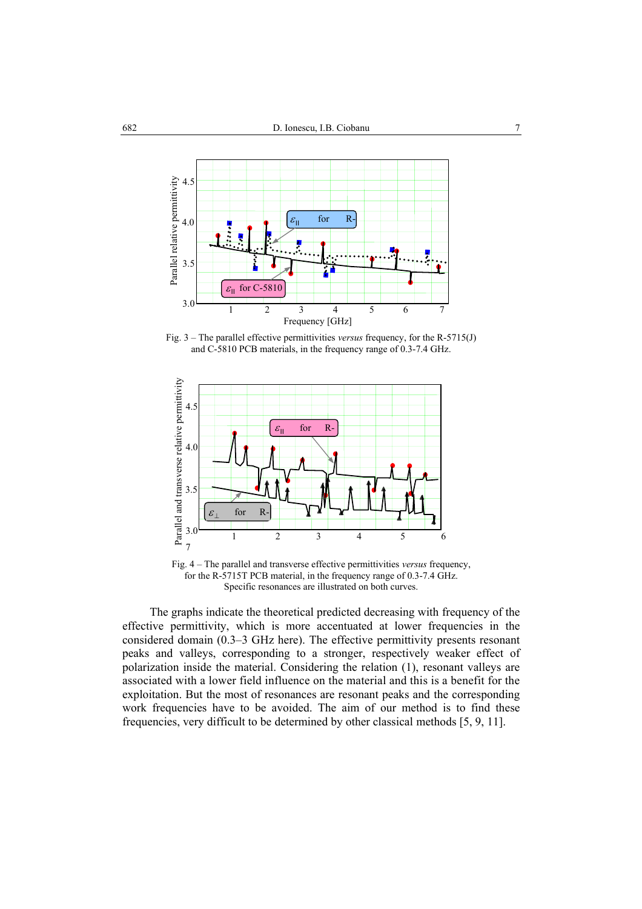Fig. 3 – The parallel effective permittivities *versus* frequency, for the R-5715(J) and C-5810 PCB materials, in the frequency range of 0.3-7.4 GHz.

Fig. 4 – The parallel and transverse effective permittivities *versus* frequency, for the R-5715T PCB material, in the frequency range of 0.3-7.4 GHz. Specific resonances are illustrated on both curves.

The graphs indicate the theoretical predicted decreasing with frequency of the effective permittivity, which is more accentuated at lower frequencies in the considered domain (0.3–3 GHz here). The effective permittivity presents resonant peaks and valleys, corresponding to a stronger, respectively weaker effect of polarization inside the material. Considering the relation (1), resonant valleys are associated with a lower field influence on the material and this is a benefit for the exploitation. But the most of resonances are resonant peaks and the corresponding work frequencies have to be avoided. The aim of our method is to find these frequencies, very difficult to be determined by other classical methods [5, 9, 11].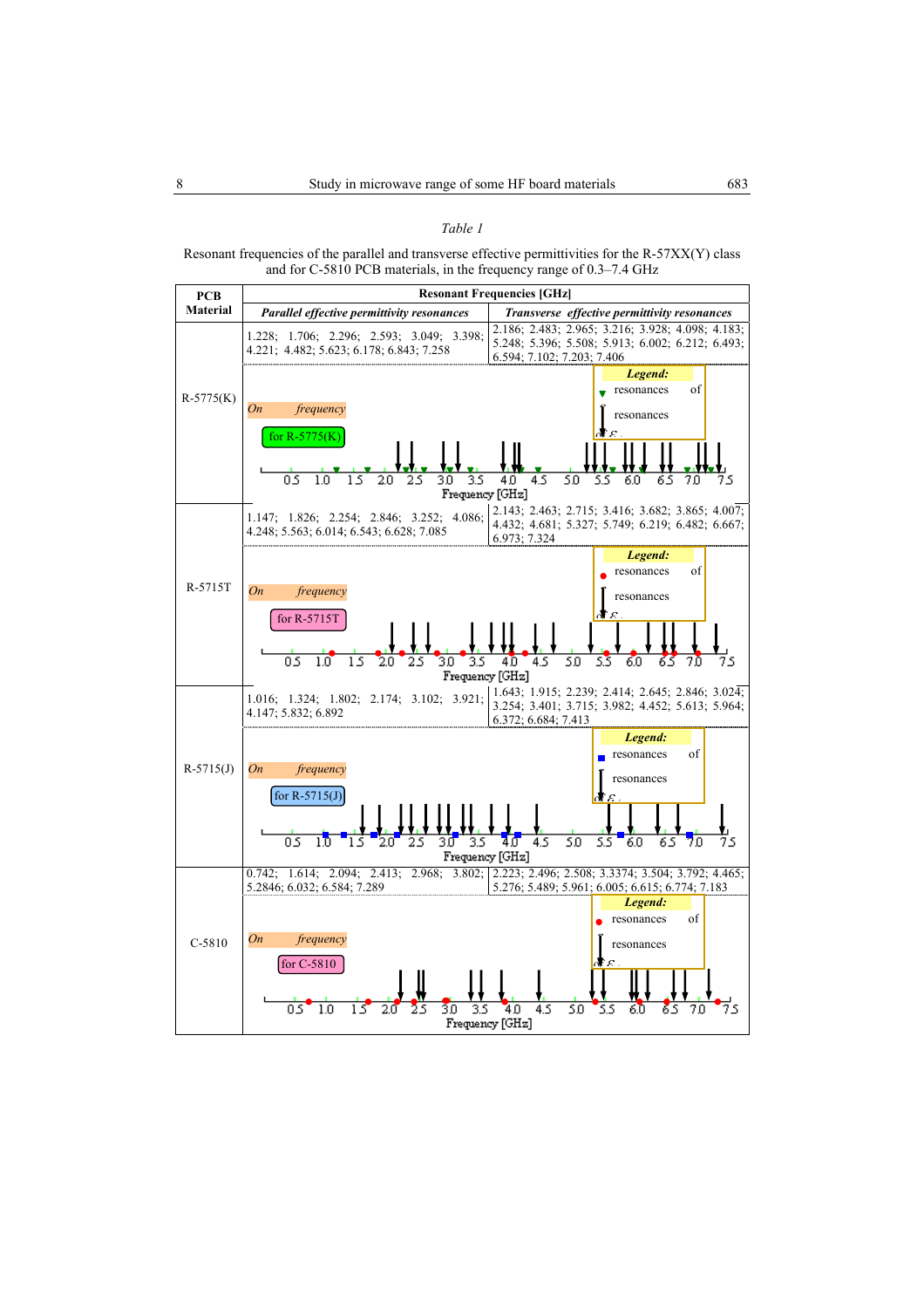*Table 1*

Resonant frequencies of the parallel and transverse effective permittivities for the R-57XX(Y) class and for C-5810 PCB materials, in the frequency range of 0.3–7.4 GHz

| PCB Material | Resonant Frequencies [GHz] | |
|---|---|---|
| | ***Parallel effective permittivity resonances*** | ***Transverse effective permittivity resonances*** |
| R-5775(K) | 1.228; 1.706; 2.296; 2.593; 3.049; 3.398; 4.221; 4.482; 5.623; 6.178; 6.843; 7.258 | 2.186; 2.483; 2.965; 3.216; 3.928; 4.098; 4.183; 5.248; 5.396; 5.508; 5.913; 6.002; 6.212; 6.493; 6.594; 7.102; 7.203; 7.406 |
| R-5715T | 1.147; 1.826; 2.254; 2.846; 3.252; 4.086; 4.248; 5.563; 6.014; 6.543; 6.628; 7.085 | 2.143; 2.463; 2.715; 3.416; 3.682; 3.865; 4.007; 4.432; 4.681; 5.327; 5.749; 6.219; 6.482; 6.667; 6.973; 7.324 |
| R-5715(J) | 1.016; 1.324; 1.802; 2.174; 3.102; 3.921; 4.147; 5.832; 6.892 | 1.643; 1.915; 2.239; 2.414; 2.645; 2.846; 3.024; 3.254; 3.401; 3.715; 3.982; 4.452; 5.613; 5.964; 6.372; 6.684; 7.413 |
| C-5810 | 0.742; 1.614; 2.094; 2.413; 2.968; 3.802; 5.2846; 6.032; 6.584; 7.289 | 2.223; 2.496; 2.508; 3.3374; 3.504; 3.792; 4.465; 5.276; 5.489; 5.961; 6.005; 6.615; 6.774; 7.183 |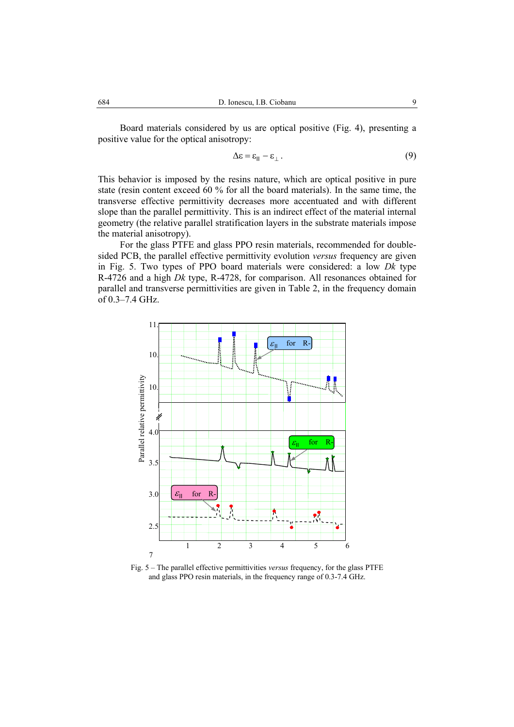Board materials considered by us are optical positive (Fig. 4), presenting a positive value for the optical anisotropy:

$$\Delta\varepsilon = \varepsilon_{||} - \varepsilon_{\perp} . \tag{9}$$

This behavior is imposed by the resins nature, which are optical positive in pure state (resin content exceed 60 % for all the board materials). In the same time, the transverse effective permittivity decreases more accentuated and with different slope than the parallel permittivity. This is an indirect effect of the material internal geometry (the relative parallel stratification layers in the substrate materials impose the material anisotropy).

For the glass PTFE and glass PPO resin materials, recommended for double-sided PCB, the parallel effective permittivity evolution *versus* frequency are given in Fig. 5. Two types of PPO board materials were considered: a low *Dk* type R-4726 and a high *Dk* type, R-4728, for comparison. All resonances obtained for parallel and transverse permittivities are given in Table 2, in the frequency domain of 0.3–7.4 GHz.

Fig. 5 – The parallel effective permittivities *versus* frequency, for the glass PTFE and glass PPO resin materials, in the frequency range of 0.3-7.4 GHz.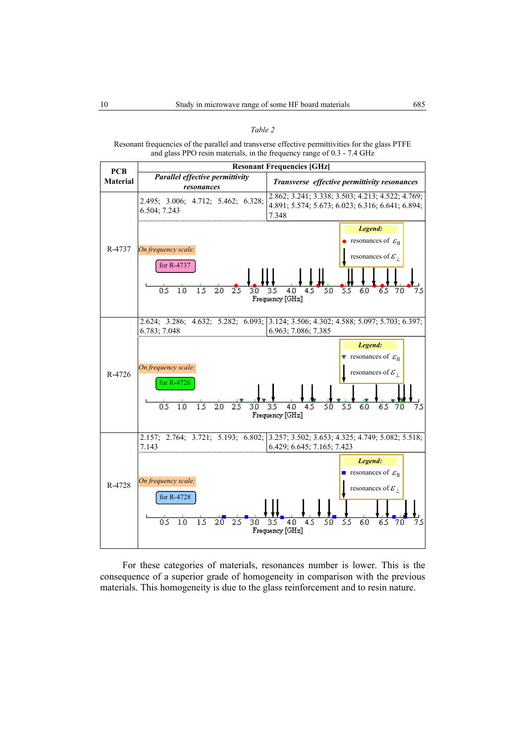*Table 2*

Resonant frequencies of the parallel and transverse effective permittivities for the glass PTFE and glass PPO resin materials, in the frequency range of 0.3 - 7.4 GHz

| PCB Material | Resonant Frequencies [GHz] | |
|---|---|---|
| | ***Parallel effective permittivity resonances*** | ***Transverse effective permittivity resonances*** |
| R-4737 | 2.495; 3.006; 4.712; 5.462; 6.328; 6.504; 7.243 | 2.862; 3.241; 3.338; 3.503; 4.213; 4.522; 4.769; 4.891; 5.574; 5.673; 6.023; 6.316; 6.641; 6.894; 7.348 |
| R-4726 | 2.624; 3.286; 4.632; 5.282; 6.093; 6.783; 7.048 | 3.124; 3.506; 4.302; 4.588; 5.097; 5.703; 6.397; 6.963; 7.086; 7.385 |
| R-4728 | 2.157; 2.764; 3.721; 5.193; 6.802; 7.143 | 3.257; 3.502; 3.653; 4.325; 4.749; 5.082; 5.518; 6.429; 6.645; 7.165; 7.423 |

For these categories of materials, resonances number is lower. This is the consequence of a superior grade of homogeneity in comparison with the previous materials. This homogeneity is due to the glass reinforcement and to resin nature.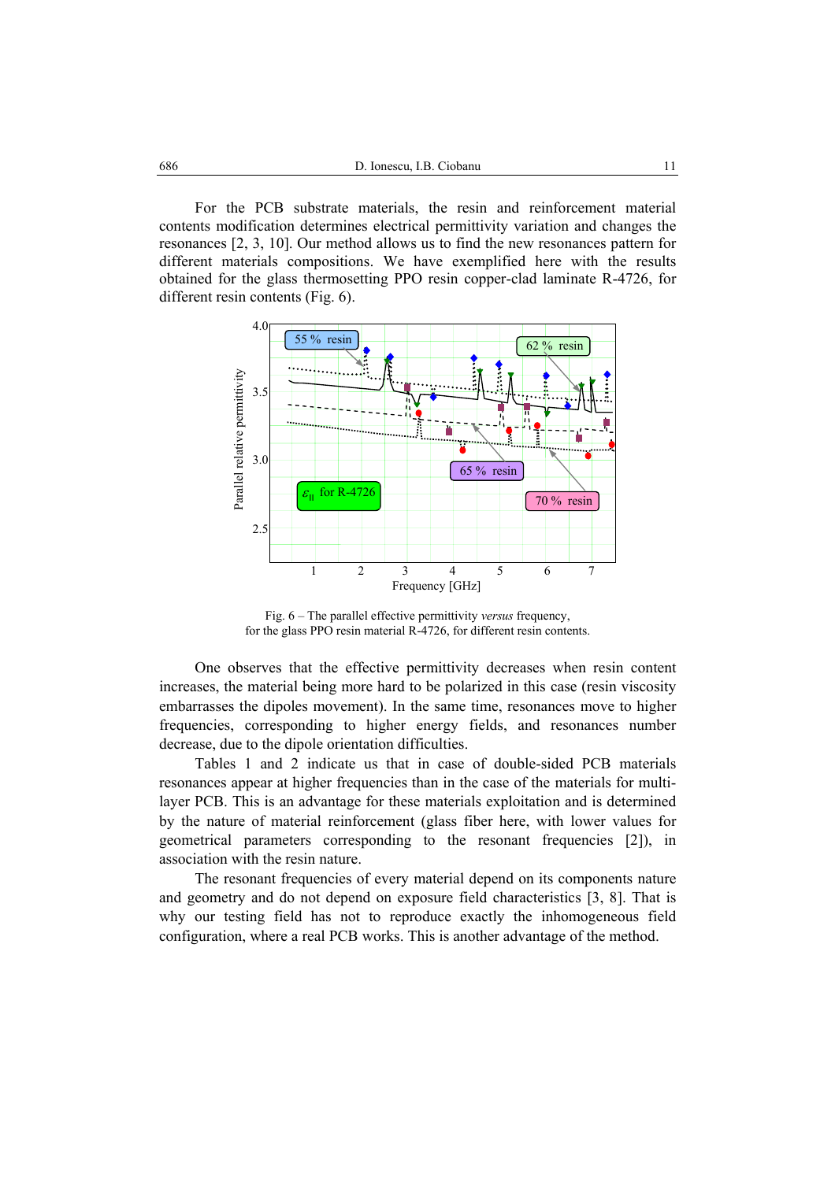For the PCB substrate materials, the resin and reinforcement material contents modification determines electrical permittivity variation and changes the resonances [2, 3, 10]. Our method allows us to find the new resonances pattern for different materials compositions. We have exemplified here with the results obtained for the glass thermosetting PPO resin copper-clad laminate R-4726, for different resin contents (Fig. 6).

Fig. 6 – The parallel effective permittivity *versus* frequency,
for the glass PPO resin material R-4726, for different resin contents.

One observes that the effective permittivity decreases when resin content increases, the material being more hard to be polarized in this case (resin viscosity embarrasses the dipoles movement). In the same time, resonances move to higher frequencies, corresponding to higher energy fields, and resonances number decrease, due to the dipole orientation difficulties.

Tables 1 and 2 indicate us that in case of double-sided PCB materials resonances appear at higher frequencies than in the case of the materials for multi-layer PCB. This is an advantage for these materials exploitation and is determined by the nature of material reinforcement (glass fiber here, with lower values for geometrical parameters corresponding to the resonant frequencies [2]), in association with the resin nature.

The resonant frequencies of every material depend on its components nature and geometry and do not depend on exposure field characteristics [3, 8]. That is why our testing field has not to reproduce exactly the inhomogeneous field configuration, where a real PCB works. This is another advantage of the method.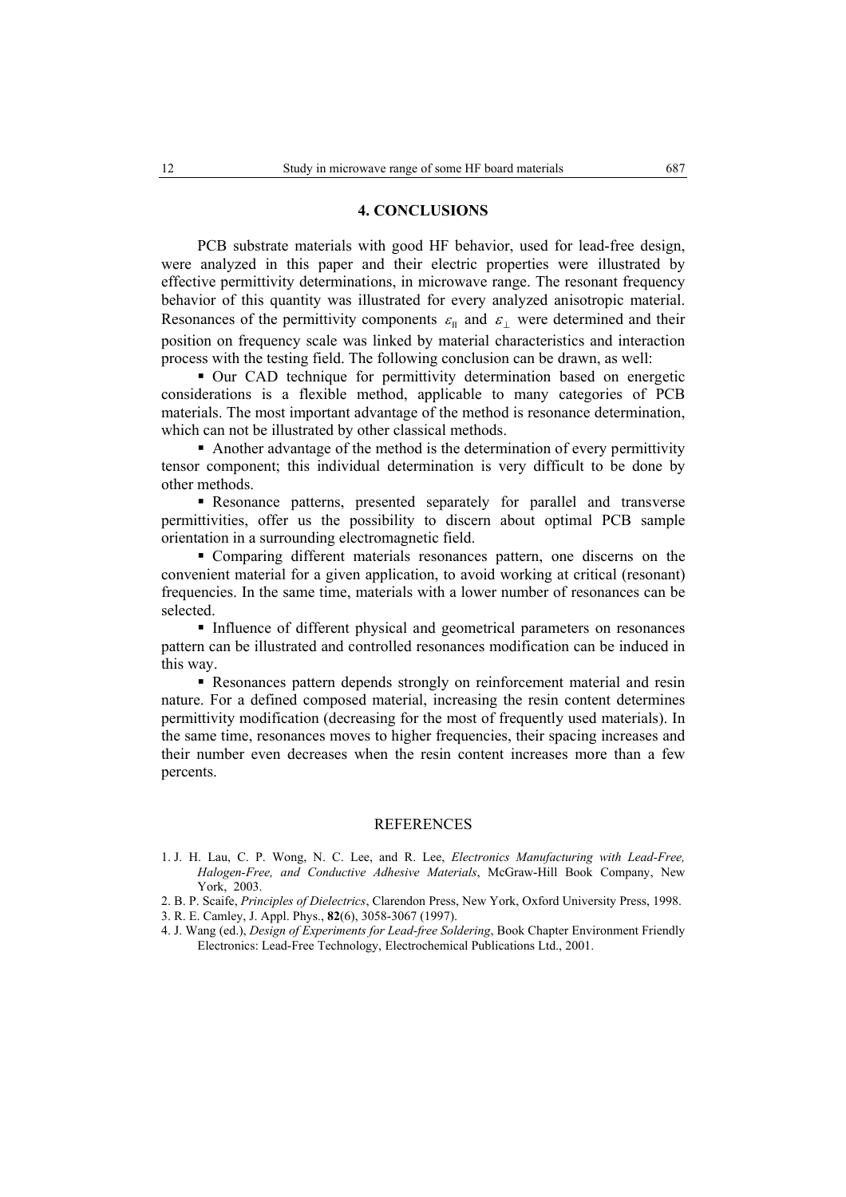## 4. CONCLUSIONS

PCB substrate materials with good HF behavior, used for lead-free design, were analyzed in this paper and their electric properties were illustrated by effective permittivity determinations, in microwave range. The resonant frequency behavior of this quantity was illustrated for every analyzed anisotropic material. Resonances of the permittivity components $\varepsilon_{\parallel}$ and $\varepsilon_{\perp}$ were determined and their position on frequency scale was linked by material characteristics and interaction process with the testing field. The following conclusion can be drawn, as well:

- Our CAD technique for permittivity determination based on energetic considerations is a flexible method, applicable to many categories of PCB materials. The most important advantage of the method is resonance determination, which can not be illustrated by other classical methods.
- Another advantage of the method is the determination of every permittivity tensor component; this individual determination is very difficult to be done by other methods.
- Resonance patterns, presented separately for parallel and transverse permittivities, offer us the possibility to discern about optimal PCB sample orientation in a surrounding electromagnetic field.
- Comparing different materials resonances pattern, one discerns on the convenient material for a given application, to avoid working at critical (resonant) frequencies. In the same time, materials with a lower number of resonances can be selected.
- Influence of different physical and geometrical parameters on resonances pattern can be illustrated and controlled resonances modification can be induced in this way.
- Resonances pattern depends strongly on reinforcement material and resin nature. For a defined composed material, increasing the resin content determines permittivity modification (decreasing for the most of frequently used materials). In the same time, resonances moves to higher frequencies, their spacing increases and their number even decreases when the resin content increases more than a few percents.

## REFERENCES

1. J. H. Lau, C. P. Wong, N. C. Lee, and R. Lee, *Electronics Manufacturing with Lead-Free, Halogen-Free, and Conductive Adhesive Materials*, McGraw-Hill Book Company, New York, 2003.
2. B. P. Scaife, *Principles of Dielectrics*, Clarendon Press, New York, Oxford University Press, 1998.
3. R. E. Camley, J. Appl. Phys., **82**(6), 3058-3067 (1997).
4. J. Wang (ed.), *Design of Experiments for Lead-free Soldering*, Book Chapter Environment Friendly Electronics: Lead-Free Technology, Electrochemical Publications Ltd., 2001.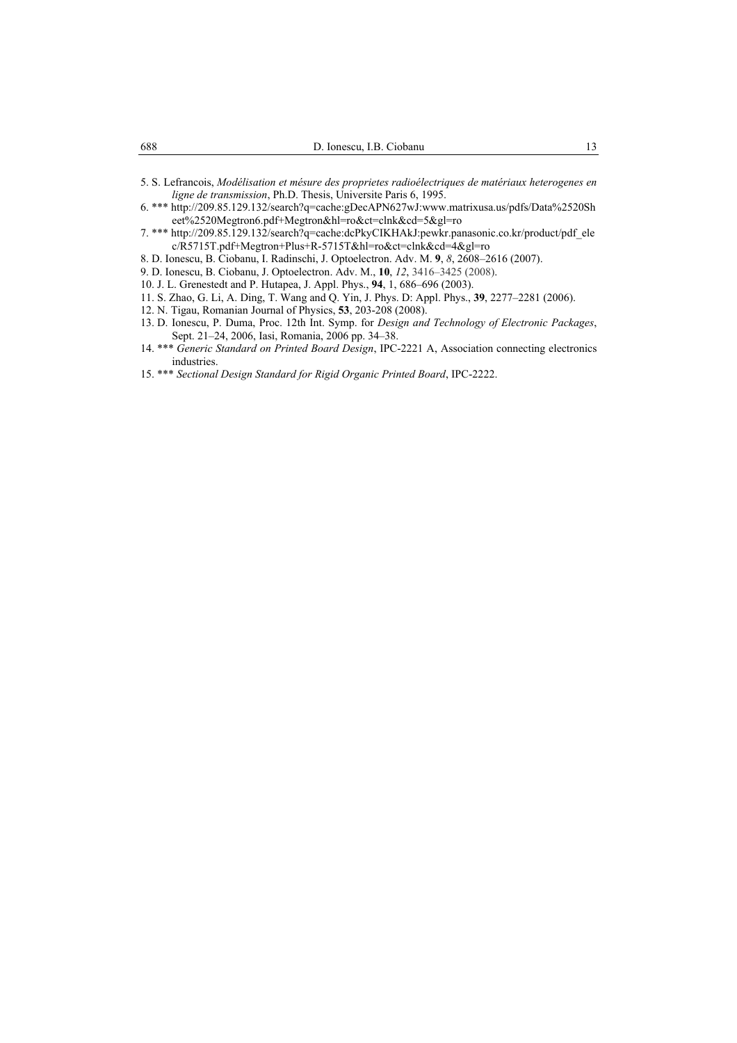5. S. Lefrancois, *Modélisation et mésure des proprietes radioélectriques de matériaux heterogenes en ligne de transmission*, Ph.D. Thesis, Universite Paris 6, 1995.
6. *** http://209.85.129.132/search?q=cache:gDecAPN627wJ:www.matrixusa.us/pdfs/Data%2520Sheet%2520Megtron6.pdf+Megtron&hl=ro&ct=clnk&cd=5&gl=ro
7. *** http://209.85.129.132/search?q=cache:dcPkyCIKHAkJ:pewkr.panasonic.co.kr/product/pdf_elec/R5715T.pdf+Megtron+Plus+R-5715T&hl=ro&ct=clnk&cd=4&gl=ro
8. D. Ionescu, B. Ciobanu, I. Radinschi, J. Optoelectron. Adv. M. **9**, *8*, 2608–2616 (2007).
9. D. Ionescu, B. Ciobanu, J. Optoelectron. Adv. M., **10**, *12*, 3416–3425 (2008).
10. J. L. Grenestedt and P. Hutapea, J. Appl. Phys., **94**, 1, 686–696 (2003).
11. S. Zhao, G. Li, A. Ding, T. Wang and Q. Yin, J. Phys. D: Appl. Phys., **39**, 2277–2281 (2006).
12. N. Tigau, Romanian Journal of Physics, **53**, 203-208 (2008).
13. D. Ionescu, P. Duma, Proc. 12th Int. Symp. for *Design and Technology of Electronic Packages*, Sept. 21–24, 2006, Iasi, Romania, 2006 pp. 34–38.
14. *** *Generic Standard on Printed Board Design*, IPC-2221 A, Association connecting electronics industries.
15. *** *Sectional Design Standard for Rigid Organic Printed Board*, IPC-2222.